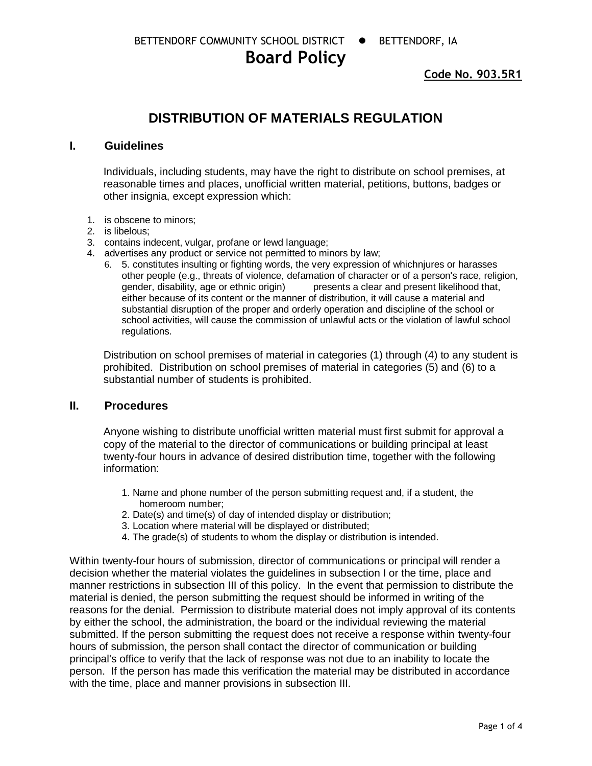BETTENDORF COMMUNITY SCHOOL DISTRICT ● BETTENDORF, IA

# Board Policy

**Code No. 903.5R1**

## DISTRIBUTION OF MATERIALS REGULATION

### I. Guidelines

Individuals, including students, may have the right to distribute on school premises, at reasonable times and places, unofficial written material, petitions, buttons, badges or other insignia, except expression which:

1. is obscene to minors;
2. is libelous;
3. contains indecent, vulgar, profane or lewd language;
4. advertises any product or service not permitted to minors by law;
   6. 5. constitutes insulting or fighting words, the very expression of whichnjures or harasses other people (e.g., threats of violence, defamation of character or of a person's race, religion, gender, disability, age or ethnic origin) presents a clear and present likelihood that, either because of its content or the manner of distribution, it will cause a material and substantial disruption of the proper and orderly operation and discipline of the school or school activities, will cause the commission of unlawful acts or the violation of lawful school regulations.

Distribution on school premises of material in categories (1) through (4) to any student is prohibited. Distribution on school premises of material in categories (5) and (6) to a substantial number of students is prohibited.

### II. Procedures

Anyone wishing to distribute unofficial written material must first submit for approval a copy of the material to the director of communications or building principal at least twenty-four hours in advance of desired distribution time, together with the following information:

1. Name and phone number of the person submitting request and, if a student, the homeroom number;
2. Date(s) and time(s) of day of intended display or distribution;
3. Location where material will be displayed or distributed;
4. The grade(s) of students to whom the display or distribution is intended.

Within twenty-four hours of submission, director of communications or principal will render a decision whether the material violates the guidelines in subsection I or the time, place and manner restrictions in subsection III of this policy. In the event that permission to distribute the material is denied, the person submitting the request should be informed in writing of the reasons for the denial. Permission to distribute material does not imply approval of its contents by either the school, the administration, the board or the individual reviewing the material submitted. If the person submitting the request does not receive a response within twenty-four hours of submission, the person shall contact the director of communication or building principal's office to verify that the lack of response was not due to an inability to locate the person. If the person has made this verification the material may be distributed in accordance with the time, place and manner provisions in subsection III.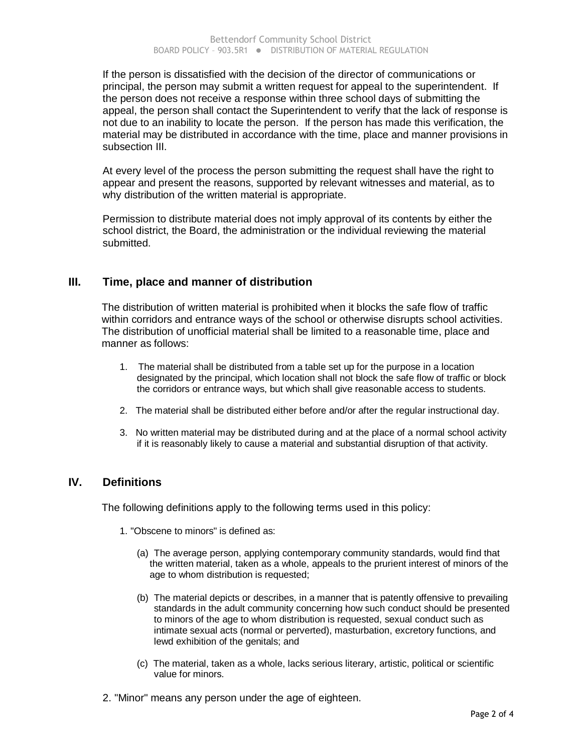If the person is dissatisfied with the decision of the director of communications or principal, the person may submit a written request for appeal to the superintendent. If the person does not receive a response within three school days of submitting the appeal, the person shall contact the Superintendent to verify that the lack of response is not due to an inability to locate the person. If the person has made this verification, the material may be distributed in accordance with the time, place and manner provisions in subsection III.

At every level of the process the person submitting the request shall have the right to appear and present the reasons, supported by relevant witnesses and material, as to why distribution of the written material is appropriate.

Permission to distribute material does not imply approval of its contents by either the school district, the Board, the administration or the individual reviewing the material submitted.

## III. Time, place and manner of distribution

The distribution of written material is prohibited when it blocks the safe flow of traffic within corridors and entrance ways of the school or otherwise disrupts school activities. The distribution of unofficial material shall be limited to a reasonable time, place and manner as follows:

1. The material shall be distributed from a table set up for the purpose in a location designated by the principal, which location shall not block the safe flow of traffic or block the corridors or entrance ways, but which shall give reasonable access to students.
2. The material shall be distributed either before and/or after the regular instructional day.
3. No written material may be distributed during and at the place of a normal school activity if it is reasonably likely to cause a material and substantial disruption of that activity.

## IV. Definitions

The following definitions apply to the following terms used in this policy:

1. "Obscene to minors" is defined as:

   (a) The average person, applying contemporary community standards, would find that the written material, taken as a whole, appeals to the prurient interest of minors of the age to whom distribution is requested;

   (b) The material depicts or describes, in a manner that is patently offensive to prevailing standards in the adult community concerning how such conduct should be presented to minors of the age to whom distribution is requested, sexual conduct such as intimate sexual acts (normal or perverted), masturbation, excretory functions, and lewd exhibition of the genitals; and

   (c) The material, taken as a whole, lacks serious literary, artistic, political or scientific value for minors.

2. "Minor" means any person under the age of eighteen.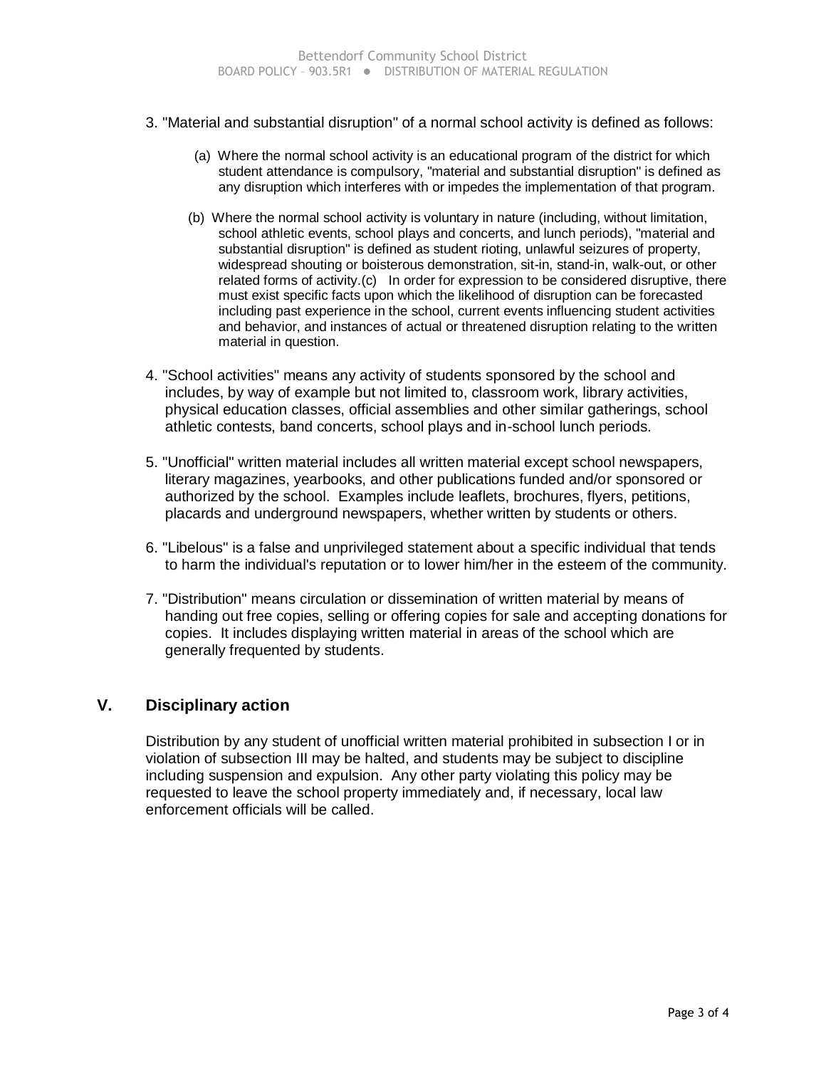3. "Material and substantial disruption" of a normal school activity is defined as follows:

   (a) Where the normal school activity is an educational program of the district for which student attendance is compulsory, "material and substantial disruption" is defined as any disruption which interferes with or impedes the implementation of that program.

   (b) Where the normal school activity is voluntary in nature (including, without limitation, school athletic events, school plays and concerts, and lunch periods), "material and substantial disruption" is defined as student rioting, unlawful seizures of property, widespread shouting or boisterous demonstration, sit-in, stand-in, walk-out, or other related forms of activity.(c) In order for expression to be considered disruptive, there must exist specific facts upon which the likelihood of disruption can be forecasted including past experience in the school, current events influencing student activities and behavior, and instances of actual or threatened disruption relating to the written material in question.

4. "School activities" means any activity of students sponsored by the school and includes, by way of example but not limited to, classroom work, library activities, physical education classes, official assemblies and other similar gatherings, school athletic contests, band concerts, school plays and in-school lunch periods.

5. "Unofficial" written material includes all written material except school newspapers, literary magazines, yearbooks, and other publications funded and/or sponsored or authorized by the school. Examples include leaflets, brochures, flyers, petitions, placards and underground newspapers, whether written by students or others.

6. "Libelous" is a false and unprivileged statement about a specific individual that tends to harm the individual's reputation or to lower him/her in the esteem of the community.

7. "Distribution" means circulation or dissemination of written material by means of handing out free copies, selling or offering copies for sale and accepting donations for copies. It includes displaying written material in areas of the school which are generally frequented by students.

## V. Disciplinary action

Distribution by any student of unofficial written material prohibited in subsection I or in violation of subsection III may be halted, and students may be subject to discipline including suspension and expulsion. Any other party violating this policy may be requested to leave the school property immediately and, if necessary, local law enforcement officials will be called.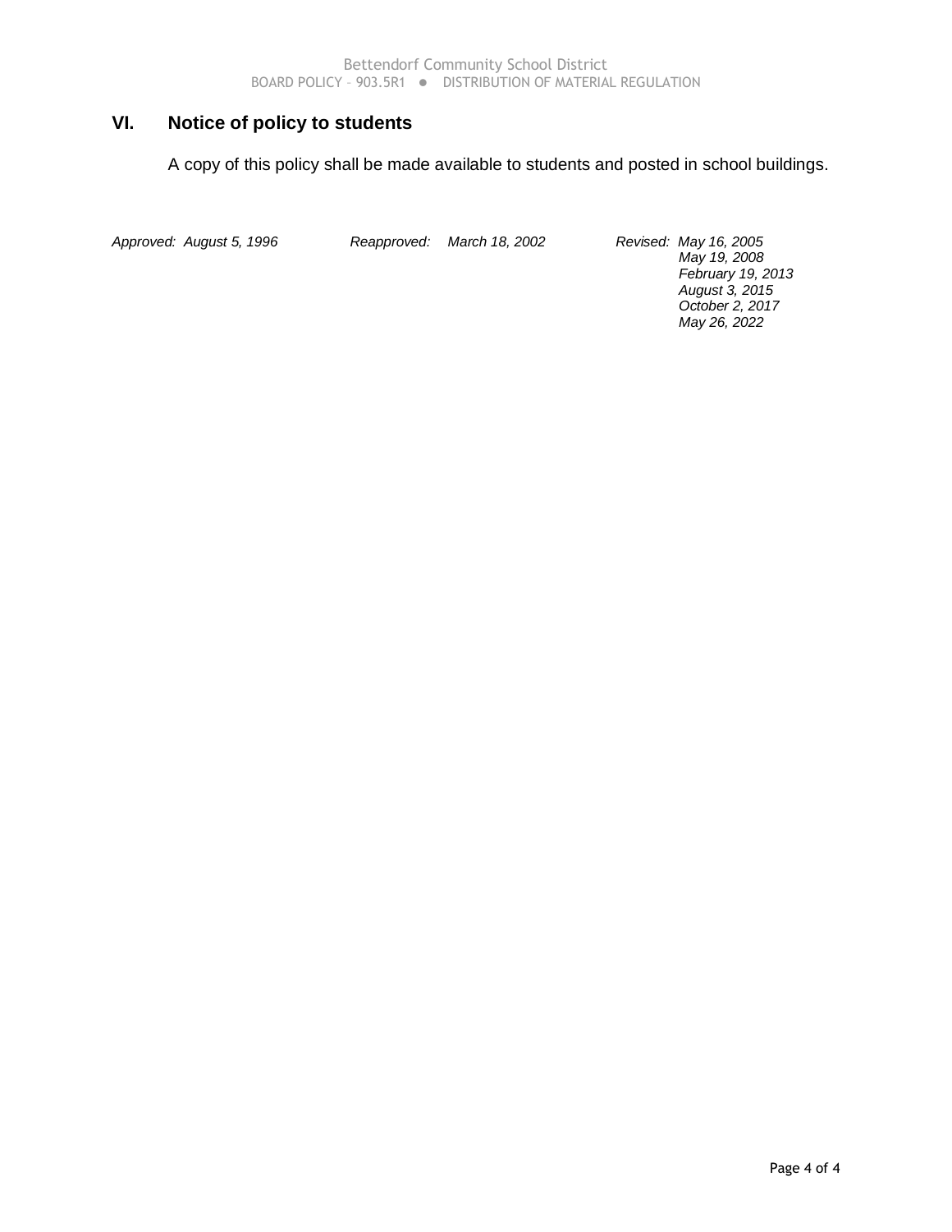## VI. Notice of policy to students

A copy of this policy shall be made available to students and posted in school buildings.

*Approved: August 5, 1996*

*Reapproved: March 18, 2002*

*Revised: May 16, 2005*
*May 19, 2008*
*February 19, 2013*
*August 3, 2015*
*October 2, 2017*
*May 26, 2022*